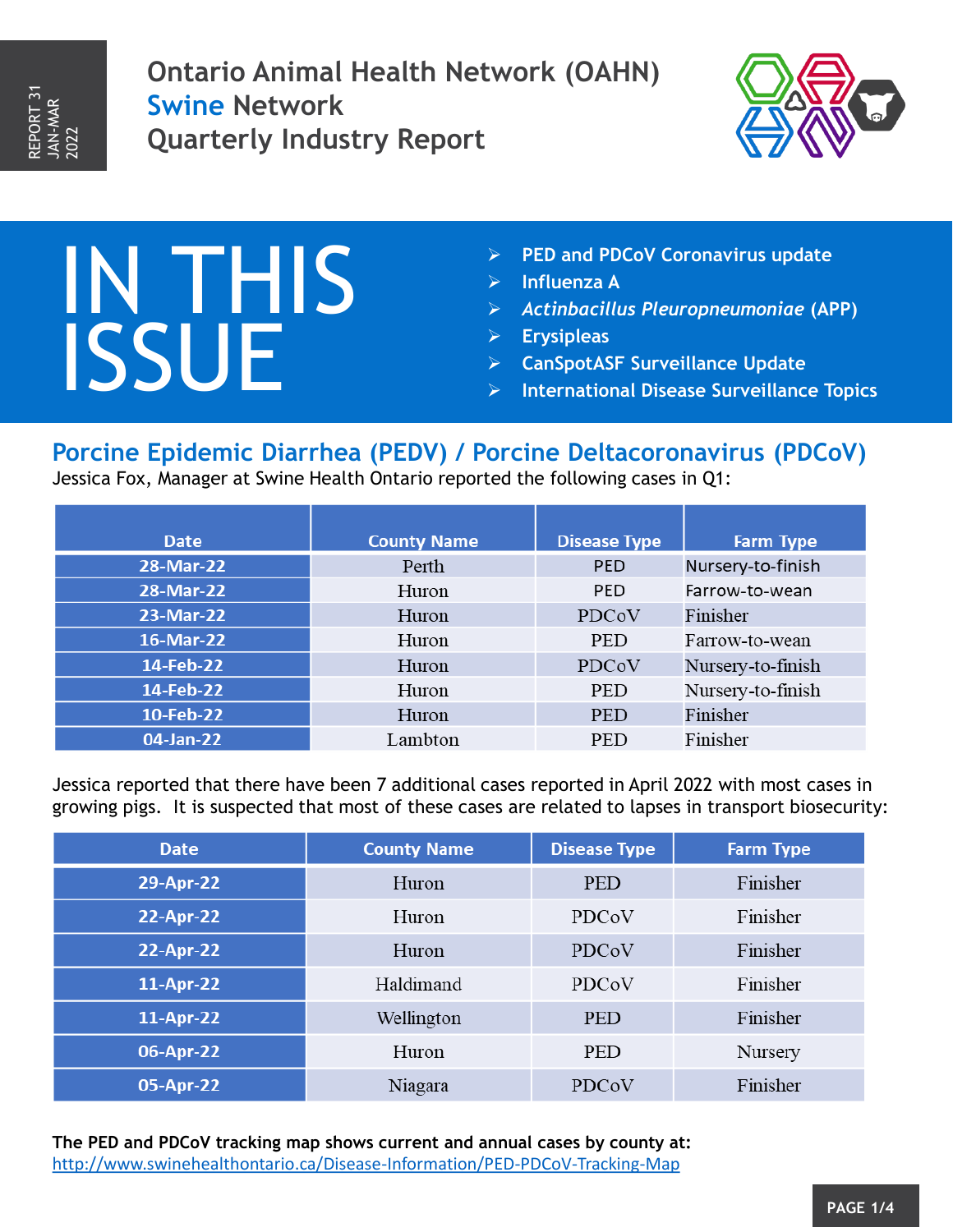REPORT 31
JAN-MAR
2022

# Ontario Animal Health Network (OAHN) Swine Network Quarterly Industry Report

## IN THIS ISSUE

- PED and PDCoV Coronavirus update
- Influenza A
- *Actinbacillus Pleuropneumoniae* (APP)
- Erysipleas
- CanSpotASF Surveillance Update
- International Disease Surveillance Topics

## Porcine Epidemic Diarrhea (PEDV) / Porcine Deltacoronavirus (PDCoV)

Jessica Fox, Manager at Swine Health Ontario reported the following cases in Q1:

| Date | County Name | Disease Type | Farm Type |
|---|---|---|---|
| 28-Mar-22 | Perth | PED | Nursery-to-finish |
| 28-Mar-22 | Huron | PED | Farrow-to-wean |
| 23-Mar-22 | Huron | PDCoV | Finisher |
| 16-Mar-22 | Huron | PED | Farrow-to-wean |
| 14-Feb-22 | Huron | PDCoV | Nursery-to-finish |
| 14-Feb-22 | Huron | PED | Nursery-to-finish |
| 10-Feb-22 | Huron | PED | Finisher |
| 04-Jan-22 | Lambton | PED | Finisher |

Jessica reported that there have been 7 additional cases reported in April 2022 with most cases in growing pigs. It is suspected that most of these cases are related to lapses in transport biosecurity:

| Date | County Name | Disease Type | Farm Type |
|---|---|---|---|
| 29-Apr-22 | Huron | PED | Finisher |
| 22-Apr-22 | Huron | PDCoV | Finisher |
| 22-Apr-22 | Huron | PDCoV | Finisher |
| 11-Apr-22 | Haldimand | PDCoV | Finisher |
| 11-Apr-22 | Wellington | PED | Finisher |
| 06-Apr-22 | Huron | PED | Nursery |
| 05-Apr-22 | Niagara | PDCoV | Finisher |

**The PED and PDCoV tracking map shows current and annual cases by county at:**
http://www.swinehealthontario.ca/Disease-Information/PED-PDCoV-Tracking-Map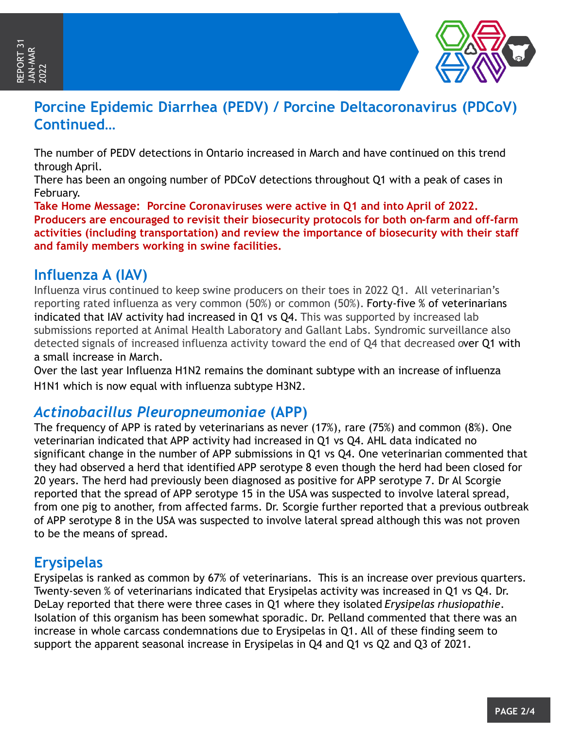## Porcine Epidemic Diarrhea (PEDV) / Porcine Deltacoronavirus (PDCoV) Continued…

The number of PEDV detections in Ontario increased in March and have continued on this trend through April.
There has been an ongoing number of PDCoV detections throughout Q1 with a peak of cases in February.

**Take Home Message: Porcine Coronaviruses were active in Q1 and into April of 2022. Producers are encouraged to revisit their biosecurity protocols for both on-farm and off-farm activities (including transportation) and review the importance of biosecurity with their staff and family members working in swine facilities.**

## Influenza A (IAV)

Influenza virus continued to keep swine producers on their toes in 2022 Q1. All veterinarian's reporting rated influenza as very common (50%) or common (50%). Forty-five % of veterinarians indicated that IAV activity had increased in Q1 vs Q4. This was supported by increased lab submissions reported at Animal Health Laboratory and Gallant Labs. Syndromic surveillance also detected signals of increased influenza activity toward the end of Q4 that decreased over Q1 with a small increase in March.
Over the last year Influenza H1N2 remains the dominant subtype with an increase of influenza H1N1 which is now equal with influenza subtype H3N2.

## *Actinobacillus Pleuropneumoniae* (APP)

The frequency of APP is rated by veterinarians as never (17%), rare (75%) and common (8%). One veterinarian indicated that APP activity had increased in Q1 vs Q4. AHL data indicated no significant change in the number of APP submissions in Q1 vs Q4. One veterinarian commented that they had observed a herd that identified APP serotype 8 even though the herd had been closed for 20 years. The herd had previously been diagnosed as positive for APP serotype 7. Dr Al Scorgie reported that the spread of APP serotype 15 in the USA was suspected to involve lateral spread, from one pig to another, from affected farms. Dr. Scorgie further reported that a previous outbreak of APP serotype 8 in the USA was suspected to involve lateral spread although this was not proven to be the means of spread.

## Erysipelas

Erysipelas is ranked as common by 67% of veterinarians. This is an increase over previous quarters. Twenty-seven % of veterinarians indicated that Erysipelas activity was increased in Q1 vs Q4. Dr. DeLay reported that there were three cases in Q1 where they isolated *Erysipelas rhusiopathie*. Isolation of this organism has been somewhat sporadic. Dr. Pelland commented that there was an increase in whole carcass condemnations due to Erysipelas in Q1. All of these finding seem to support the apparent seasonal increase in Erysipelas in Q4 and Q1 vs Q2 and Q3 of 2021.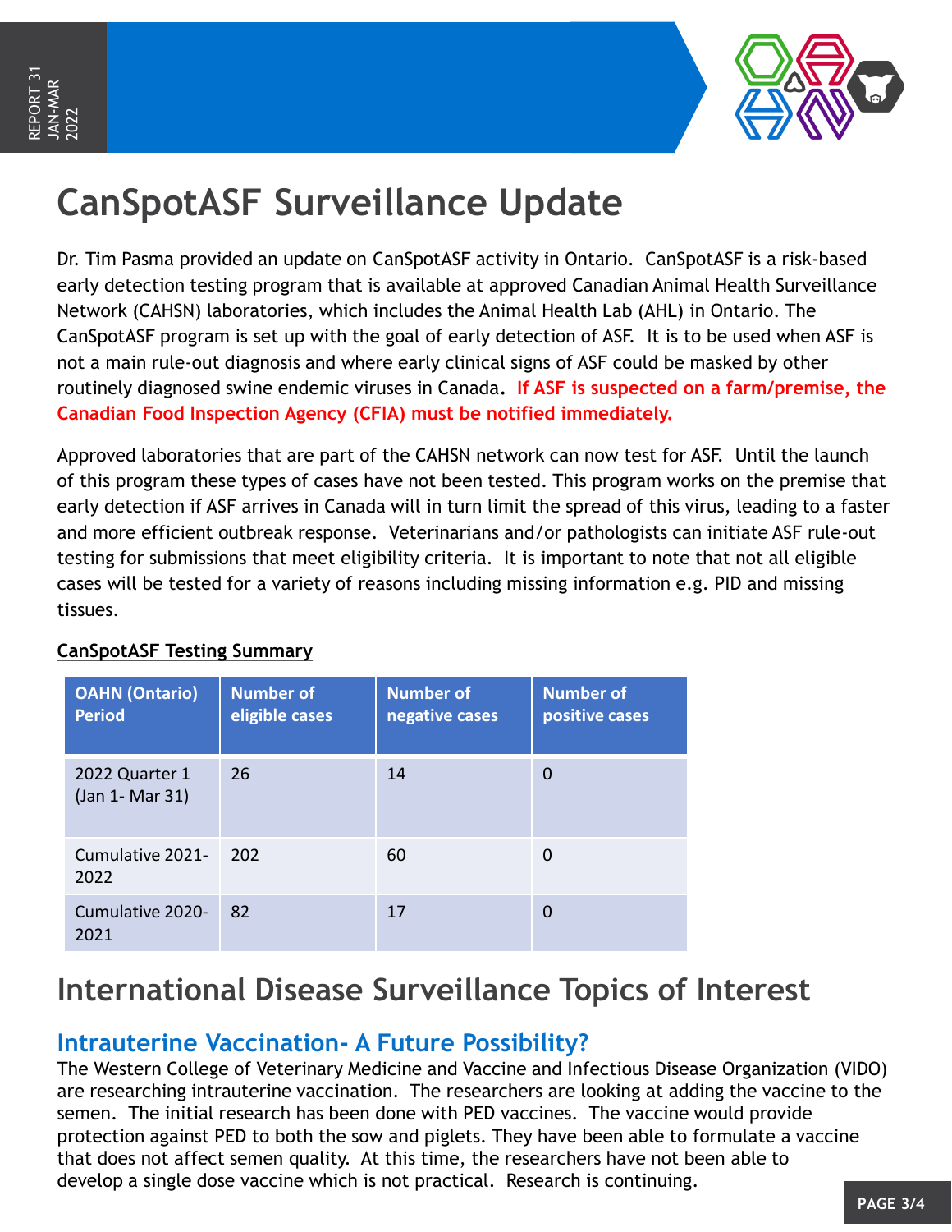# CanSpotASF Surveillance Update

Dr. Tim Pasma provided an update on CanSpotASF activity in Ontario. CanSpotASF is a risk-based early detection testing program that is available at approved Canadian Animal Health Surveillance Network (CAHSN) laboratories, which includes the Animal Health Lab (AHL) in Ontario. The CanSpotASF program is set up with the goal of early detection of ASF. It is to be used when ASF is not a main rule-out diagnosis and where early clinical signs of ASF could be masked by other routinely diagnosed swine endemic viruses in Canada. **If ASF is suspected on a farm/premise, the Canadian Food Inspection Agency (CFIA) must be notified immediately.**

Approved laboratories that are part of the CAHSN network can now test for ASF. Until the launch of this program these types of cases have not been tested. This program works on the premise that early detection if ASF arrives in Canada will in turn limit the spread of this virus, leading to a faster and more efficient outbreak response. Veterinarians and/or pathologists can initiate ASF rule-out testing for submissions that meet eligibility criteria. It is important to note that not all eligible cases will be tested for a variety of reasons including missing information e.g. PID and missing tissues.

**CanSpotASF Testing Summary**

| OAHN (Ontario) Period | Number of eligible cases | Number of negative cases | Number of positive cases |
|---|---|---|---|
| 2022 Quarter 1 (Jan 1- Mar 31) | 26 | 14 | 0 |
| Cumulative 2021-2022 | 202 | 60 | 0 |
| Cumulative 2020-2021 | 82 | 17 | 0 |

# International Disease Surveillance Topics of Interest

## Intrauterine Vaccination- A Future Possibility?

The Western College of Veterinary Medicine and Vaccine and Infectious Disease Organization (VIDO) are researching intrauterine vaccination. The researchers are looking at adding the vaccine to the semen. The initial research has been done with PED vaccines. The vaccine would provide protection against PED to both the sow and piglets. They have been able to formulate a vaccine that does not affect semen quality. At this time, the researchers have not been able to develop a single dose vaccine which is not practical. Research is continuing.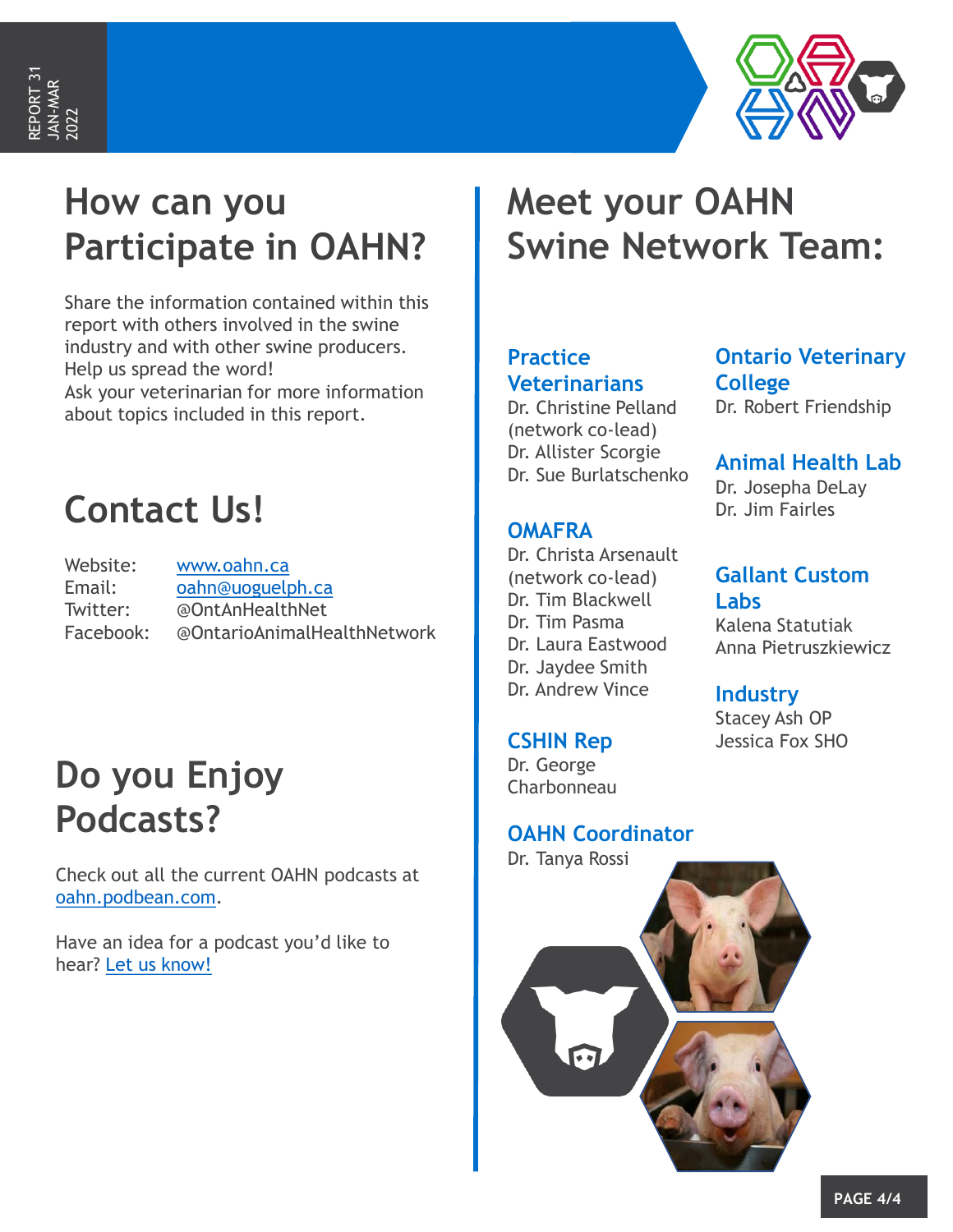# How can you Participate in OAHN?

Share the information contained within this report with others involved in the swine industry and with other swine producers. Help us spread the word!
Ask your veterinarian for more information about topics included in this report.

# Contact Us!

| | |
|---|---|
| Website: | www.oahn.ca |
| Email: | oahn@uoguelph.ca |
| Twitter: | @OntAnHealthNet |
| Facebook: | @OntarioAnimalHealthNetwork |

# Do you Enjoy Podcasts?

Check out all the current OAHN podcasts at oahn.podbean.com.

Have an idea for a podcast you'd like to hear? Let us know!

# Meet your OAHN Swine Network Team:

### Practice Veterinarians
Dr. Christine Pelland (network co-lead)
Dr. Allister Scorgie
Dr. Sue Burlatschenko

### OMAFRA
Dr. Christa Arsenault (network co-lead)
Dr. Tim Blackwell
Dr. Tim Pasma
Dr. Laura Eastwood
Dr. Jaydee Smith
Dr. Andrew Vince

### CSHIN Rep
Dr. George Charbonneau

### OAHN Coordinator
Dr. Tanya Rossi

### Ontario Veterinary College
Dr. Robert Friendship

### Animal Health Lab
Dr. Josepha DeLay
Dr. Jim Fairles

### Gallant Custom Labs
Kalena Statutiak
Anna Pietruszkiewicz

### Industry
Stacey Ash OP
Jessica Fox SHO